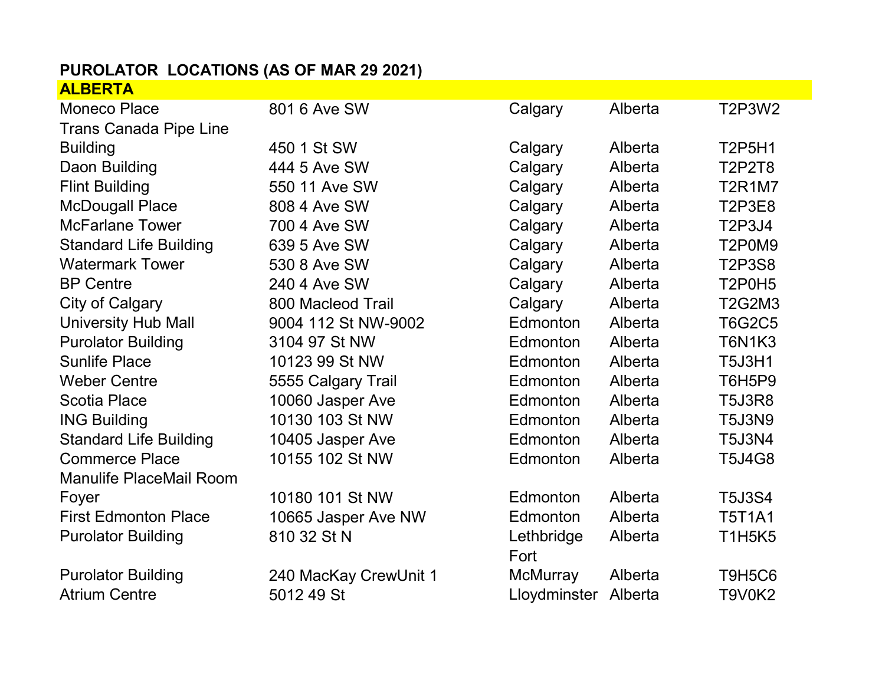**PUROLATOR LOCATIONS (AS OF MAR 29 2021)**

| **ALBERTA** | | | | |
|---|---|---|---|---|
| Moneco Place | 801 6 Ave SW | Calgary | Alberta | T2P3W2 |
| Trans Canada Pipe Line Building | 450 1 St SW | Calgary | Alberta | T2P5H1 |
| Daon Building | 444 5 Ave SW | Calgary | Alberta | T2P2T8 |
| Flint Building | 550 11 Ave SW | Calgary | Alberta | T2R1M7 |
| McDougall Place | 808 4 Ave SW | Calgary | Alberta | T2P3E8 |
| McFarlane Tower | 700 4 Ave SW | Calgary | Alberta | T2P3J4 |
| Standard Life Building | 639 5 Ave SW | Calgary | Alberta | T2P0M9 |
| Watermark Tower | 530 8 Ave SW | Calgary | Alberta | T2P3S8 |
| BP Centre | 240 4 Ave SW | Calgary | Alberta | T2P0H5 |
| City of Calgary | 800 Macleod Trail | Calgary | Alberta | T2G2M3 |
| University Hub Mall | 9004 112 St NW-9002 | Edmonton | Alberta | T6G2C5 |
| Purolator Building | 3104 97 St NW | Edmonton | Alberta | T6N1K3 |
| Sunlife Place | 10123 99 St NW | Edmonton | Alberta | T5J3H1 |
| Weber Centre | 5555 Calgary Trail | Edmonton | Alberta | T6H5P9 |
| Scotia Place | 10060 Jasper Ave | Edmonton | Alberta | T5J3R8 |
| ING Building | 10130 103 St NW | Edmonton | Alberta | T5J3N9 |
| Standard Life Building | 10405 Jasper Ave | Edmonton | Alberta | T5J3N4 |
| Commerce Place | 10155 102 St NW | Edmonton | Alberta | T5J4G8 |
| Manulife PlaceMail Room Foyer | 10180 101 St NW | Edmonton | Alberta | T5J3S4 |
| First Edmonton Place | 10665 Jasper Ave NW | Edmonton | Alberta | T5T1A1 |
| Purolator Building | 810 32 St N | Lethbridge | Alberta | T1H5K5 |
| Purolator Building | 240 MacKay CrewUnit 1 | Fort McMurray | Alberta | T9H5C6 |
| Atrium Centre | 5012 49 St | Lloydminster | Alberta | T9V0K2 |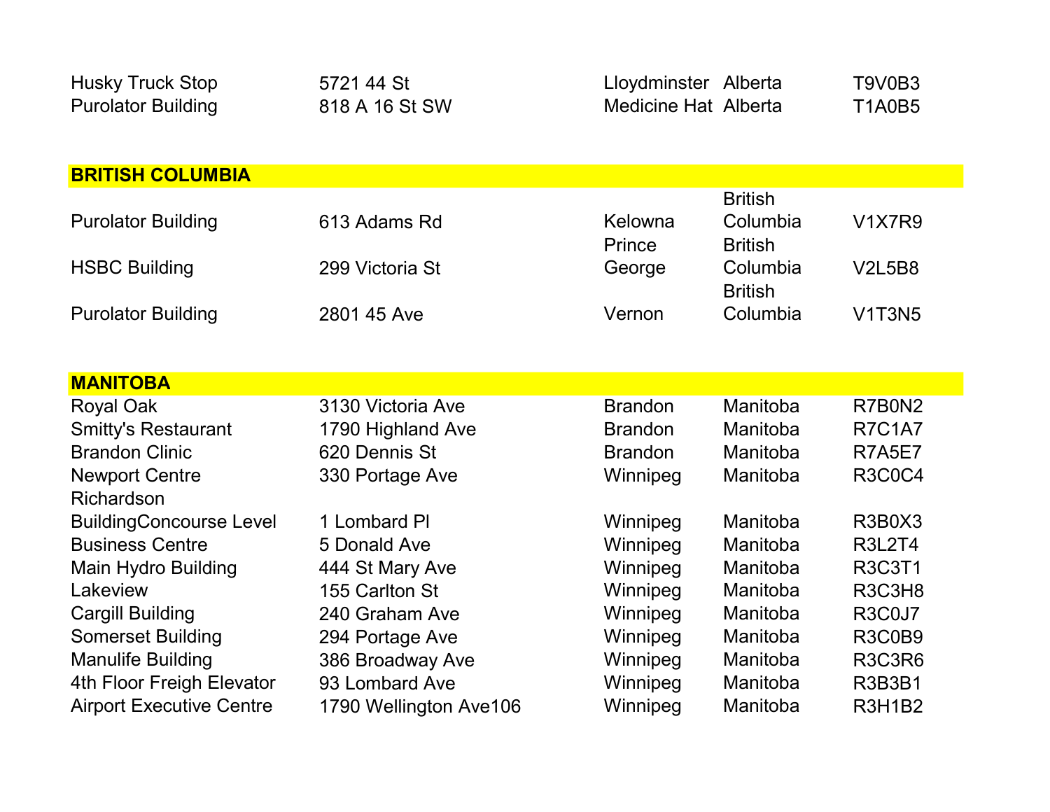| | | | | |
|---|---|---|---|---|
| Husky Truck Stop | 5721 44 St | Lloydminster | Alberta | T9V0B3 |
| Purolator Building | 818 A 16 St SW | Medicine Hat | Alberta | T1A0B5 |
| **BRITISH COLUMBIA** | | | | |
| Purolator Building | 613 Adams Rd | Kelowna | British Columbia | V1X7R9 |
| HSBC Building | 299 Victoria St | Prince George | British Columbia | V2L5B8 |
| Purolator Building | 2801 45 Ave | Vernon | British Columbia | V1T3N5 |
| **MANITOBA** | | | | |
| Royal Oak | 3130 Victoria Ave | Brandon | Manitoba | R7B0N2 |
| Smitty's Restaurant | 1790 Highland Ave | Brandon | Manitoba | R7C1A7 |
| Brandon Clinic | 620 Dennis St | Brandon | Manitoba | R7A5E7 |
| Newport Centre | 330 Portage Ave | Winnipeg | Manitoba | R3C0C4 |
| Richardson BuildingConcourse Level | 1 Lombard Pl | Winnipeg | Manitoba | R3B0X3 |
| Business Centre | 5 Donald Ave | Winnipeg | Manitoba | R3L2T4 |
| Main Hydro Building | 444 St Mary Ave | Winnipeg | Manitoba | R3C3T1 |
| Lakeview | 155 Carlton St | Winnipeg | Manitoba | R3C3H8 |
| Cargill Building | 240 Graham Ave | Winnipeg | Manitoba | R3C0J7 |
| Somerset Building | 294 Portage Ave | Winnipeg | Manitoba | R3C0B9 |
| Manulife Building | 386 Broadway Ave | Winnipeg | Manitoba | R3C3R6 |
| 4th Floor Freigh Elevator | 93 Lombard Ave | Winnipeg | Manitoba | R3B3B1 |
| Airport Executive Centre | 1790 Wellington Ave106 | Winnipeg | Manitoba | R3H1B2 |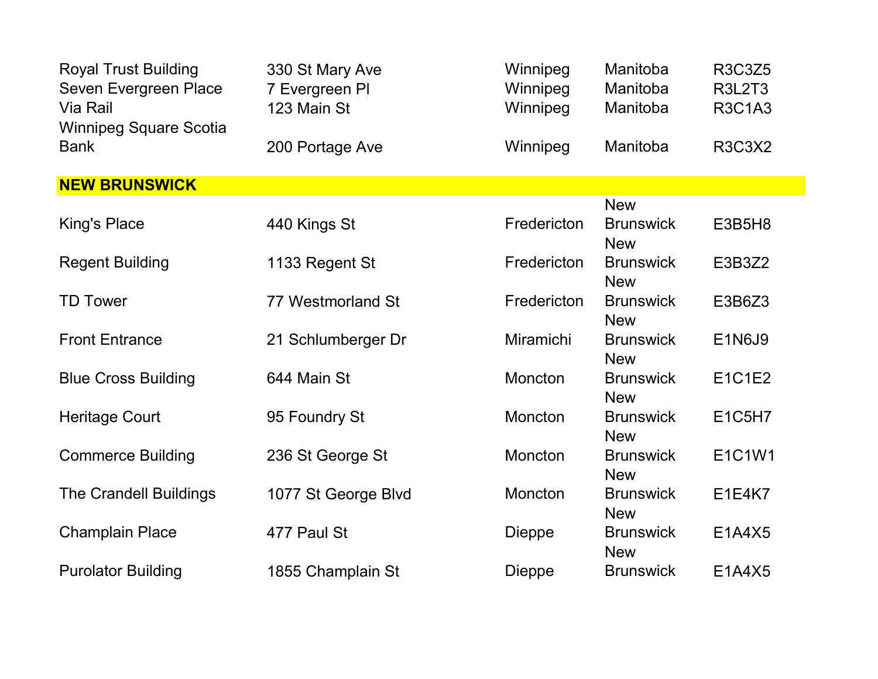| | | | | |
|---|---|---|---|---|
| Royal Trust Building | 330 St Mary Ave | Winnipeg | Manitoba | R3C3Z5 |
| Seven Evergreen Place | 7 Evergreen Pl | Winnipeg | Manitoba | R3L2T3 |
| Via Rail | 123 Main St | Winnipeg | Manitoba | R3C1A3 |
| Winnipeg Square Scotia Bank | 200 Portage Ave | Winnipeg | Manitoba | R3C3X2 |
| **NEW BRUNSWICK** | | | | |
| King's Place | 440 Kings St | Fredericton | New Brunswick | E3B5H8 |
| Regent Building | 1133 Regent St | Fredericton | New Brunswick | E3B3Z2 |
| TD Tower | 77 Westmorland St | Fredericton | New Brunswick | E3B6Z3 |
| Front Entrance | 21 Schlumberger Dr | Miramichi | New Brunswick | E1N6J9 |
| Blue Cross Building | 644 Main St | Moncton | New Brunswick | E1C1E2 |
| Heritage Court | 95 Foundry St | Moncton | New Brunswick | E1C5H7 |
| Commerce Building | 236 St George St | Moncton | New Brunswick | E1C1W1 |
| The Crandell Buildings | 1077 St George Blvd | Moncton | New Brunswick | E1E4K7 |
| Champlain Place | 477 Paul St | Dieppe | New Brunswick | E1A4X5 |
| Purolator Building | 1855 Champlain St | Dieppe | New Brunswick | E1A4X5 |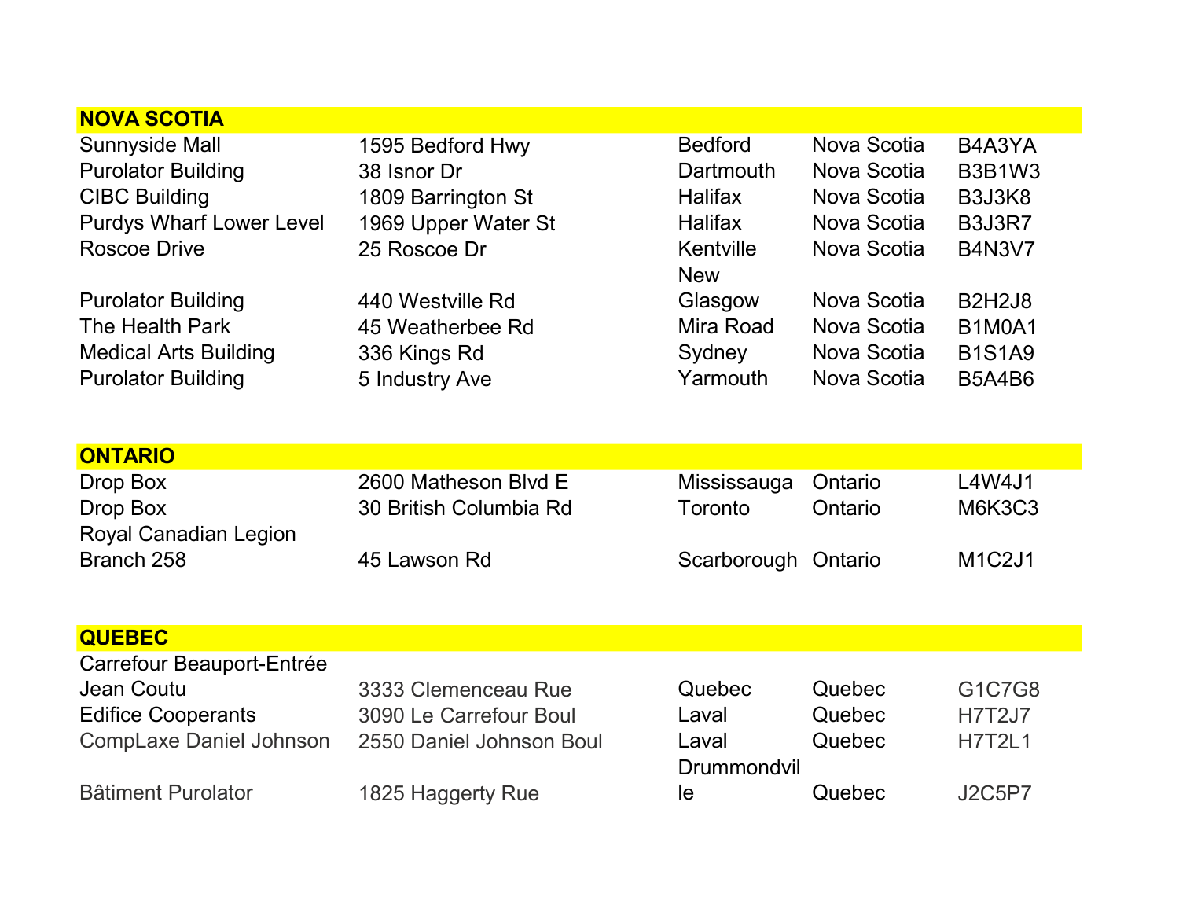| NOVA SCOTIA | | | | |
|---|---|---|---|---|
| Sunnyside Mall | 1595 Bedford Hwy | Bedford | Nova Scotia | B4A3YA |
| Purolator Building | 38 Isnor Dr | Dartmouth | Nova Scotia | B3B1W3 |
| CIBC Building | 1809 Barrington St | Halifax | Nova Scotia | B3J3K8 |
| Purdys Wharf Lower Level | 1969 Upper Water St | Halifax | Nova Scotia | B3J3R7 |
| Roscoe Drive | 25 Roscoe Dr | Kentville | Nova Scotia | B4N3V7 |
| Purolator Building | 440 Westville Rd | New Glasgow | Nova Scotia | B2H2J8 |
| The Health Park | 45 Weatherbee Rd | Mira Road | Nova Scotia | B1M0A1 |
| Medical Arts Building | 336 Kings Rd | Sydney | Nova Scotia | B1S1A9 |
| Purolator Building | 5 Industry Ave | Yarmouth | Nova Scotia | B5A4B6 |

| ONTARIO | | | | |
|---|---|---|---|---|
| Drop Box | 2600 Matheson Blvd E | Mississauga | Ontario | L4W4J1 |
| Drop Box | 30 British Columbia Rd | Toronto | Ontario | M6K3C3 |
| Royal Canadian Legion Branch 258 | 45 Lawson Rd | Scarborough | Ontario | M1C2J1 |

| QUEBEC | | | | |
|---|---|---|---|---|
| Carrefour Beauport-Entrée Jean Coutu | 3333 Clemenceau Rue | Quebec | Quebec | G1C7G8 |
| Edifice Cooperants | 3090 Le Carrefour Boul | Laval | Quebec | H7T2J7 |
| CompLaxe Daniel Johnson | 2550 Daniel Johnson Boul | Laval | Quebec | H7T2L1 |
| Bâtiment Purolator | 1825 Haggerty Rue | Drummondville | Quebec | J2C5P7 |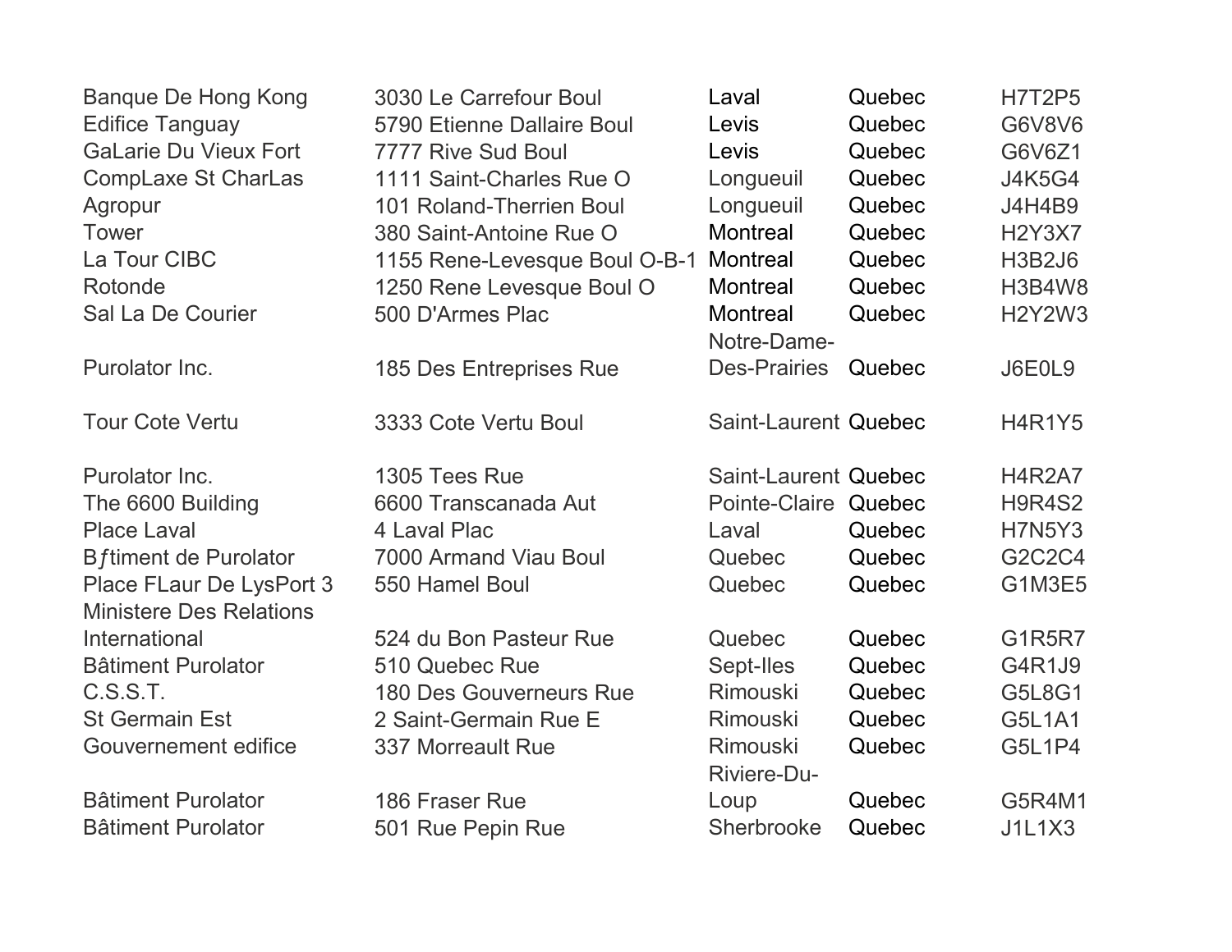| | | | | |
|---|---|---|---|---|
| Banque De Hong Kong | 3030 Le Carrefour Boul | Laval | Quebec | H7T2P5 |
| Edifice Tanguay | 5790 Etienne Dallaire Boul | Levis | Quebec | G6V8V6 |
| GaLarie Du Vieux Fort | 7777 Rive Sud Boul | Levis | Quebec | G6V6Z1 |
| CompLaxe St CharLas | 1111 Saint-Charles Rue O | Longueuil | Quebec | J4K5G4 |
| Agropur | 101 Roland-Therrien Boul | Longueuil | Quebec | J4H4B9 |
| Tower | 380 Saint-Antoine Rue O | Montreal | Quebec | H2Y3X7 |
| La Tour CIBC | 1155 Rene-Levesque Boul O-B-1 | Montreal | Quebec | H3B2J6 |
| Rotonde | 1250 Rene Levesque Boul O | Montreal | Quebec | H3B4W8 |
| Sal La De Courier | 500 D'Armes Plac | Montreal | Quebec | H2Y2W3 |
| Purolator Inc. | 185 Des Entreprises Rue | Notre-Dame-Des-Prairies | Quebec | J6E0L9 |
| Tour Cote Vertu | 3333 Cote Vertu Boul | Saint-Laurent | Quebec | H4R1Y5 |
| Purolator Inc. | 1305 Tees Rue | Saint-Laurent | Quebec | H4R2A7 |
| The 6600 Building | 6600 Transcanada Aut | Pointe-Claire | Quebec | H9R4S2 |
| Place Laval | 4 Laval Plac | Laval | Quebec | H7N5Y3 |
| Bƒtiment de Purolator | 7000 Armand Viau Boul | Quebec | Quebec | G2C2C4 |
| Place FLaur De LysPort 3 | 550 Hamel Boul | Quebec | Quebec | G1M3E5 |
| Ministere Des Relations International | 524 du Bon Pasteur Rue | Quebec | Quebec | G1R5R7 |
| Bâtiment Purolator | 510 Quebec Rue | Sept-Iles | Quebec | G4R1J9 |
| C.S.S.T. | 180 Des Gouverneurs Rue | Rimouski | Quebec | G5L8G1 |
| St Germain Est | 2 Saint-Germain Rue E | Rimouski | Quebec | G5L1A1 |
| Gouvernement edifice | 337 Morreault Rue | Rimouski | Quebec | G5L1P4 |
| Bâtiment Purolator | 186 Fraser Rue | Riviere-Du-Loup | Quebec | G5R4M1 |
| Bâtiment Purolator | 501 Rue Pepin Rue | Sherbrooke | Quebec | J1L1X3 |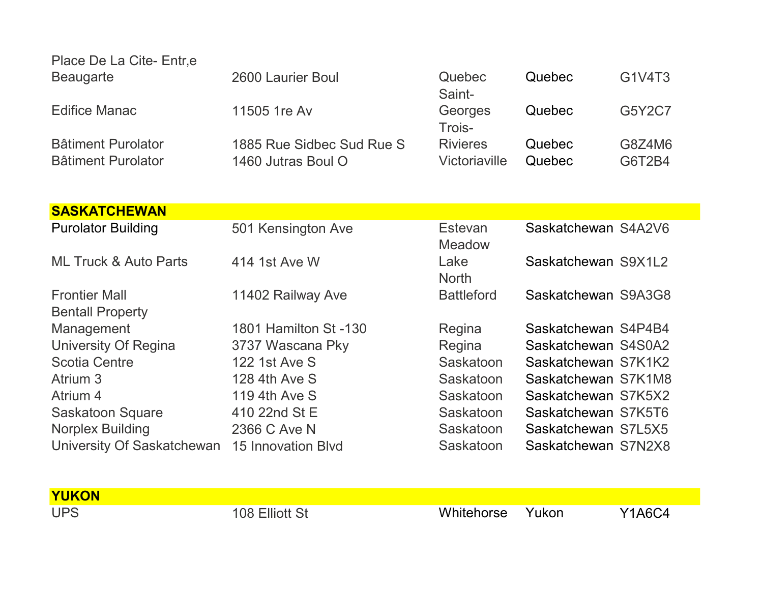| | | | | |
|---|---|---|---|---|
| Place De La Cite- Entr,e Beaugarte | 2600 Laurier Boul | Quebec | Quebec | G1V4T3 |
| Edifice Manac | 11505 1re Av | Saint-Georges | Quebec | G5Y2C7 |
| Bâtiment Purolator | 1885 Rue Sidbec Sud Rue S | Trois-Rivieres | Quebec | G8Z4M6 |
| Bâtiment Purolator | 1460 Jutras Boul O | Victoriaville | Quebec | G6T2B4 |

## SASKATCHEWAN

| | | | | |
|---|---|---|---|---|
| Purolator Building | 501 Kensington Ave | Estevan | Saskatchewan | S4A2V6 |
| ML Truck & Auto Parts | 414 1st Ave W | Meadow Lake | Saskatchewan | S9X1L2 |
| Frontier Mall | 11402 Railway Ave | North Battleford | Saskatchewan | S9A3G8 |
| Bentall Property Management | 1801 Hamilton St -130 | Regina | Saskatchewan | S4P4B4 |
| University Of Regina | 3737 Wascana Pky | Regina | Saskatchewan | S4S0A2 |
| Scotia Centre | 122 1st Ave S | Saskatoon | Saskatchewan | S7K1K2 |
| Atrium 3 | 128 4th Ave S | Saskatoon | Saskatchewan | S7K1M8 |
| Atrium 4 | 119 4th Ave S | Saskatoon | Saskatchewan | S7K5X2 |
| Saskatoon Square | 410 22nd St E | Saskatoon | Saskatchewan | S7K5T6 |
| Norplex Building | 2366 C Ave N | Saskatoon | Saskatchewan | S7L5X5 |
| University Of Saskatchewan | 15 Innovation Blvd | Saskatoon | Saskatchewan | S7N2X8 |

## YUKON

| | | | | |
|---|---|---|---|---|
| UPS | 108 Elliott St | Whitehorse | Yukon | Y1A6C4 |